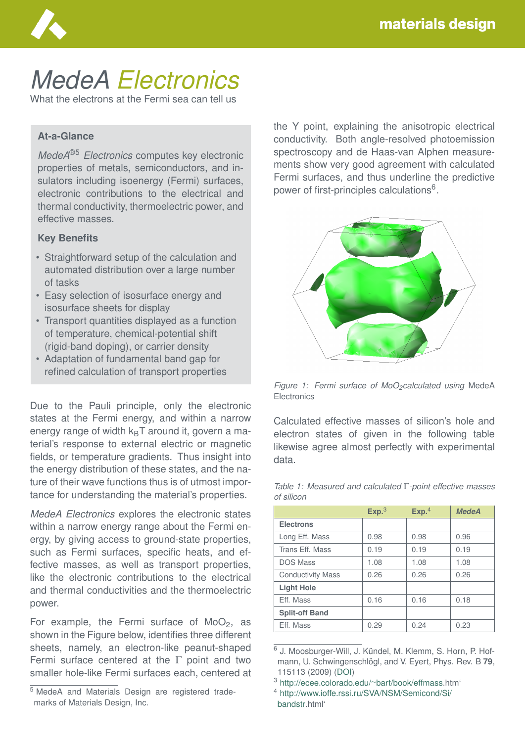# MedeA *Electronics*

What the electrons at the Fermi sea can tell us

### At-a-Glance

*MedeA*®[5] *Electronics* computes key electronic properties of metals, semiconductors, and insulators including isoenergy (Fermi) surfaces, electronic contributions to the electrical and thermal conductivity, thermoelectric power, and effective masses.

### Key Benefits

- Straightforward setup of the calculation and automated distribution over a large number of tasks
- Easy selection of isosurface energy and isosurface sheets for display
- Transport quantities displayed as a function of temperature, chemical-potential shift (rigid-band doping), or carrier density
- Adaptation of fundamental band gap for refined calculation of transport properties

Due to the Pauli principle, only the electronic states at the Fermi energy, and within a narrow energy range of width $k_B T$ around it, govern a material's response to external electric or magnetic fields, or temperature gradients. Thus insight into the energy distribution of these states, and the nature of their wave functions thus is of utmost importance for understanding the material's properties.

*MedeA Electronics* explores the electronic states within a narrow energy range about the Fermi energy, by giving access to ground-state properties, such as Fermi surfaces, specific heats, and effective masses, as well as transport properties, like the electronic contributions to the electrical and thermal conductivities and the thermoelectric power.

For example, the Fermi surface of $MoO_2$, as shown in the Figure below, identifies three different sheets, namely, an electron-like peanut-shaped Fermi surface centered at the $\Gamma$ point and two smaller hole-like Fermi surfaces each, centered at the Y point, explaining the anisotropic electrical conductivity. Both angle-resolved photoemission spectroscopy and de Haas-van Alphen measurements show very good agreement with calculated Fermi surfaces, and thus underline the predictive power of first-principles calculations[6].

*Figure 1: Fermi surface of $MoO_2$ calculated using* MedeA Electronics

Calculated effective masses of silicon's hole and electron states of given in the following table likewise agree almost perfectly with experimental data.

*Table 1: Measured and calculated $\Gamma$-point effective masses of silicon*

| | Exp.[3] | Exp.[4] | *MedeA* |
|---|---|---|---|
| **Electrons** | | | |
| Long Eff. Mass | 0.98 | 0.98 | 0.96 |
| Trans Eff. Mass | 0.19 | 0.19 | 0.19 |
| DOS Mass | 1.08 | 1.08 | 1.08 |
| Conductivity Mass | 0.26 | 0.26 | 0.26 |
| **Light Hole** | | | |
| Eff. Mass | 0.16 | 0.16 | 0.18 |
| **Split-off Band** | | | |
| Eff. Mass | 0.29 | 0.24 | 0.23 |

[5] MedeA and Materials Design are registered trademarks of Materials Design, Inc.

[6] J. Moosburger-Will, J. Kündel, M. Klemm, S. Horn, P. Hofmann, U. Schwingenschlögl, and V. Eyert, Phys. Rev. B **79**, 115113 (2009) (DOI)

[3] http://ecee.colorado.edu/~bart/book/effmass.htm'

[4] http://www.ioffe.rssi.ru/SVA/NSM/Semicond/Si/bandstr.html'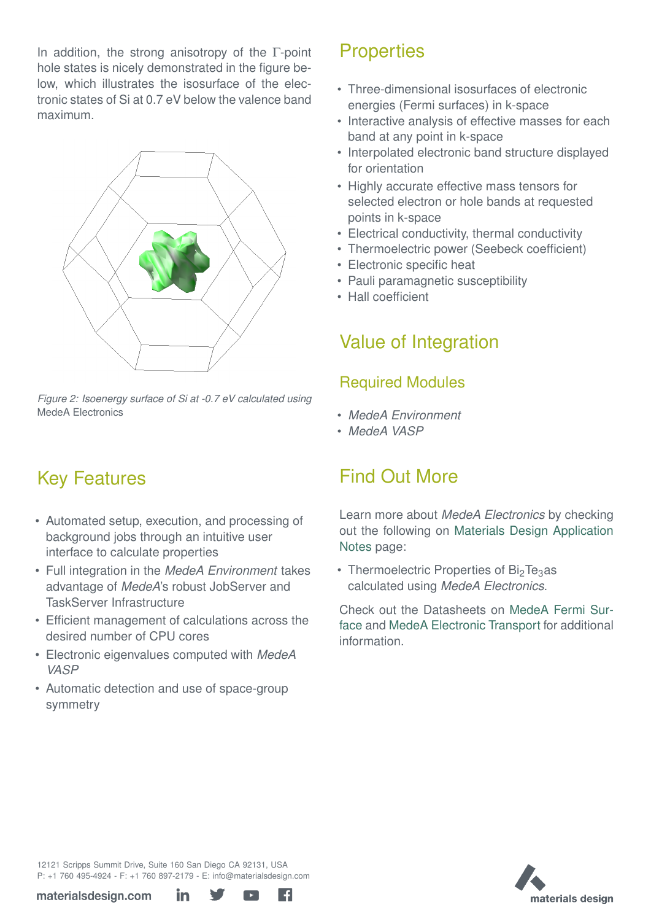In addition, the strong anisotropy of the $\Gamma$-point hole states is nicely demonstrated in the figure below, which illustrates the isosurface of the electronic states of Si at 0.7 eV below the valence band maximum.

*Figure 2: Isoenergy surface of Si at -0.7 eV calculated using* MedeA Electronics

## Key Features

- Automated setup, execution, and processing of background jobs through an intuitive user interface to calculate properties
- Full integration in the *MedeA Environment* takes advantage of *MedeA*'s robust JobServer and TaskServer Infrastructure
- Efficient management of calculations across the desired number of CPU cores
- Electronic eigenvalues computed with *MedeA VASP*
- Automatic detection and use of space-group symmetry

## Properties

- Three-dimensional isosurfaces of electronic energies (Fermi surfaces) in k-space
- Interactive analysis of effective masses for each band at any point in k-space
- Interpolated electronic band structure displayed for orientation
- Highly accurate effective mass tensors for selected electron or hole bands at requested points in k-space
- Electrical conductivity, thermal conductivity
- Thermoelectric power (Seebeck coefficient)
- Electronic specific heat
- Pauli paramagnetic susceptibility
- Hall coefficient

## Value of Integration

### Required Modules

- *MedeA Environment*
- *MedeA VASP*

## Find Out More

Learn more about *MedeA Electronics* by checking out the following on Materials Design Application Notes page:

- Thermoelectric Properties of $Bi_2Te_3$as calculated using *MedeA Electronics*.

Check out the Datasheets on MedeA Fermi Surface and MedeA Electronic Transport for additional information.

12121 Scripps Summit Drive, Suite 160 San Diego CA 92131, USA
P: +1 760 495-4924 - F: +1 760 897-2179 - E: info@materialsdesign.com

materialsdesign.com

materials design